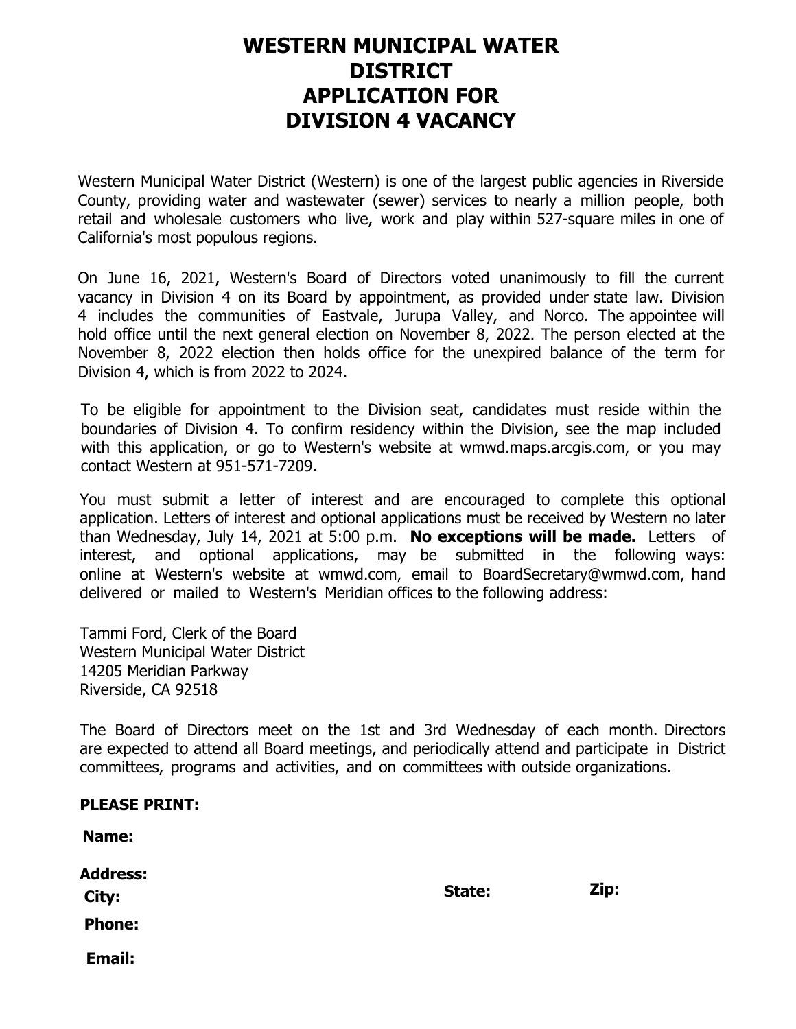# WESTERN MUNICIPAL WATER DISTRICT APPLICATION FOR DIVISION 4 VACANCY

Western Municipal Water District (Western) is one of the largest public agencies in Riverside County, providing water and wastewater (sewer) services to nearly a million people, both retail and wholesale customers who live, work and play within 527-square miles in one of California's most populous regions.

On June 16, 2021, Western's Board of Directors voted unanimously to fill the current vacancy in Division 4 on its Board by appointment, as provided under state law. Division 4 includes the communities of Eastvale, Jurupa Valley, and Norco. The appointee will hold office until the next general election on November 8, 2022. The person elected at the November 8, 2022 election then holds office for the unexpired balance of the term for Division 4, which is from 2022 to 2024.

To be eligible for appointment to the Division seat, candidates must reside within the boundaries of Division 4. To confirm residency within the Division, see the map included with this application, or go to Western's website at wmwd.maps.arcgis.com, or you may contact Western at 951-571-7209.

You must submit a letter of interest and are encouraged to complete this optional application. Letters of interest and optional applications must be received by Western no later than Wednesday, July 14, 2021 at 5:00 p.m. **No exceptions will be made.** Letters of interest, and optional applications, may be submitted in the following ways: online at Western's website at wmwd.com, email to BoardSecretary@wmwd.com, hand delivered or mailed to Western's Meridian offices to the following address:

Tammi Ford, Clerk of the Board
Western Municipal Water District
14205 Meridian Parkway
Riverside, CA 92518

The Board of Directors meet on the 1st and 3rd Wednesday of each month. Directors are expected to attend all Board meetings, and periodically attend and participate in District committees, programs and activities, and on committees with outside organizations.

**PLEASE PRINT:**

**Name:**

**Address:**

**City:** **State:** **Zip:**

**Phone:**

**Email:**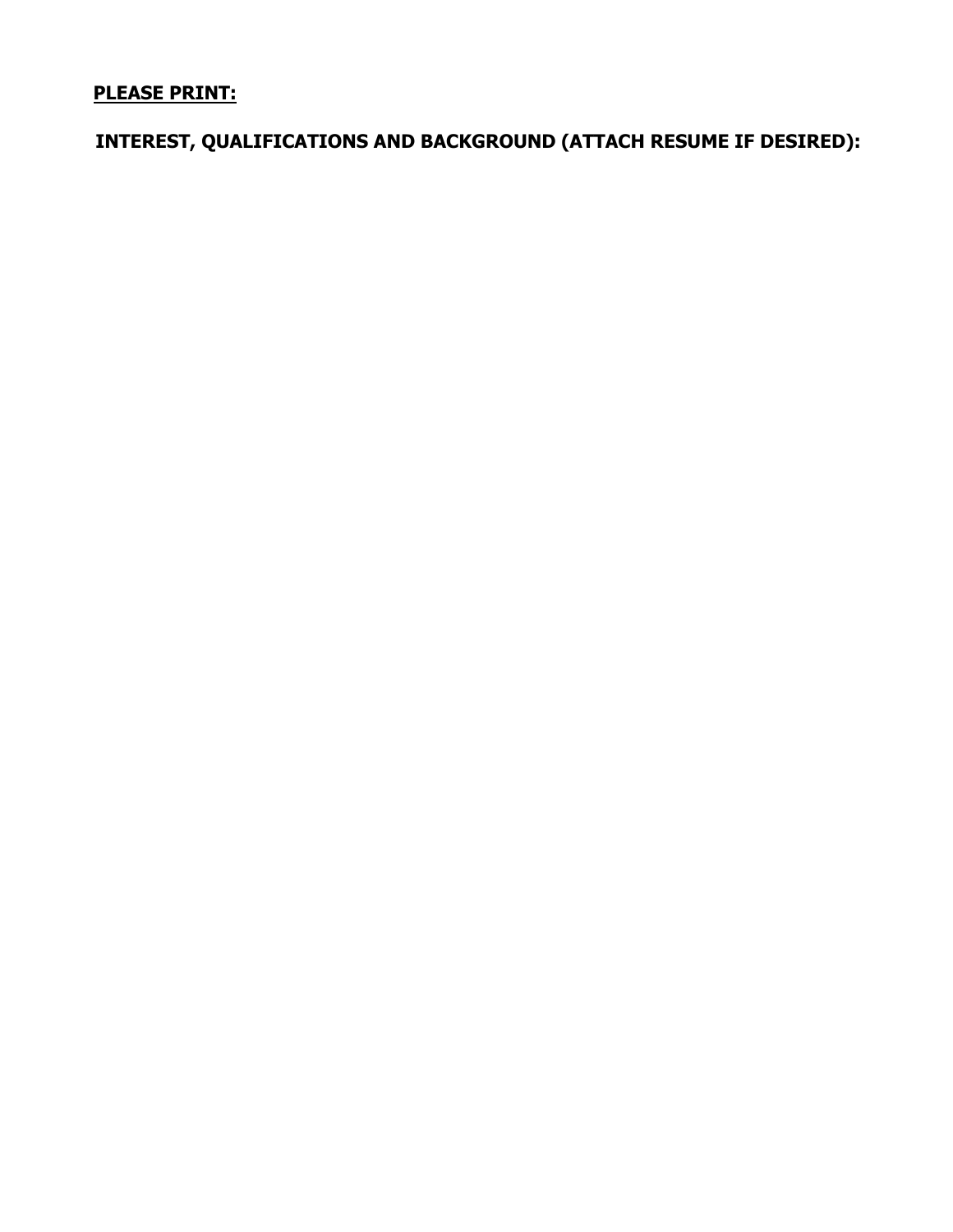**PLEASE PRINT:**

**INTEREST, QUALIFICATIONS AND BACKGROUND (ATTACH RESUME IF DESIRED):**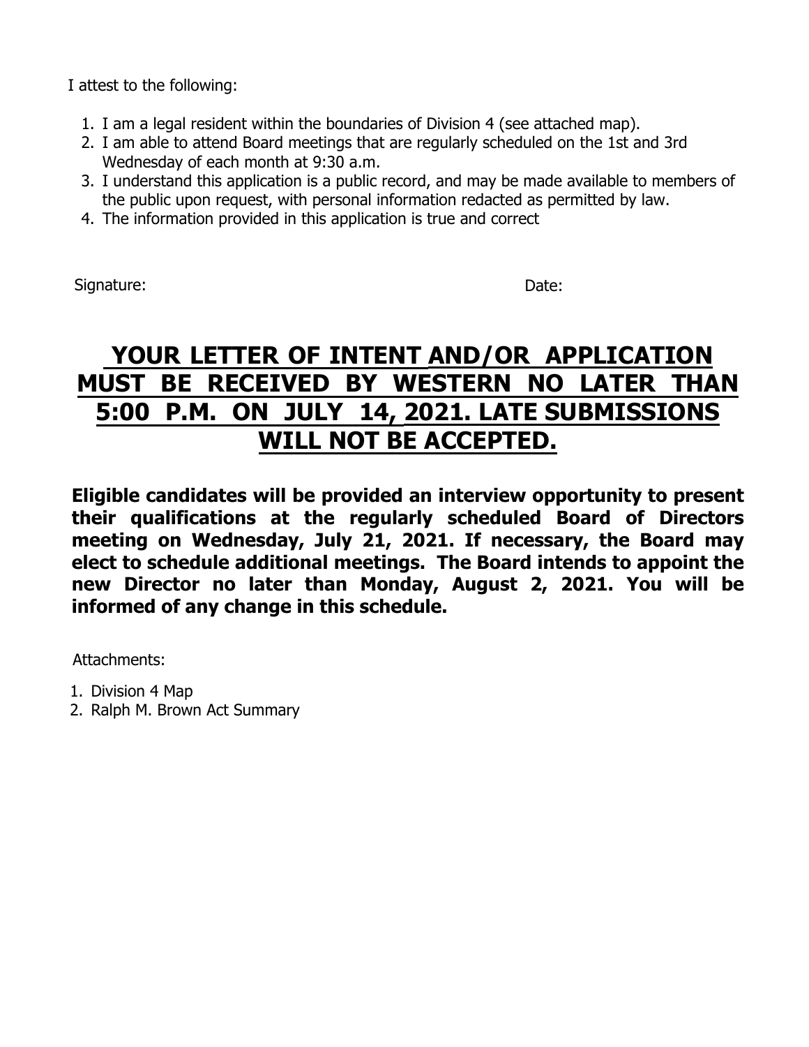I attest to the following:

1. I am a legal resident within the boundaries of Division 4 (see attached map).
2. I am able to attend Board meetings that are regularly scheduled on the 1st and 3rd Wednesday of each month at 9:30 a.m.
3. I understand this application is a public record, and may be made available to members of the public upon request, with personal information redacted as permitted by law.
4. The information provided in this application is true and correct

Signature: Date:

## YOUR LETTER OF INTENT AND/OR APPLICATION MUST BE RECEIVED BY WESTERN NO LATER THAN 5:00 P.M. ON JULY 14, 2021. LATE SUBMISSIONS WILL NOT BE ACCEPTED.

**Eligible candidates will be provided an interview opportunity to present their qualifications at the regularly scheduled Board of Directors meeting on Wednesday, July 21, 2021. If necessary, the Board may elect to schedule additional meetings. The Board intends to appoint the new Director no later than Monday, August 2, 2021. You will be informed of any change in this schedule.**

Attachments:

1. Division 4 Map
2. Ralph M. Brown Act Summary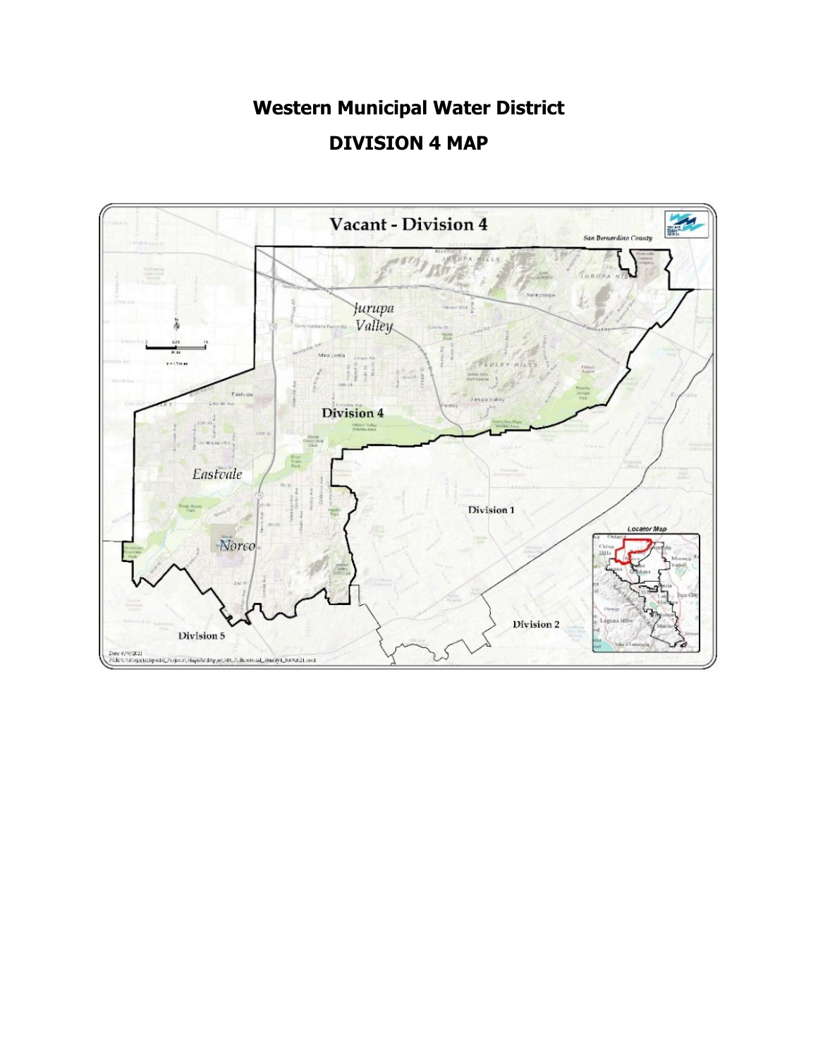# Western Municipal Water District

## DIVISION 4 MAP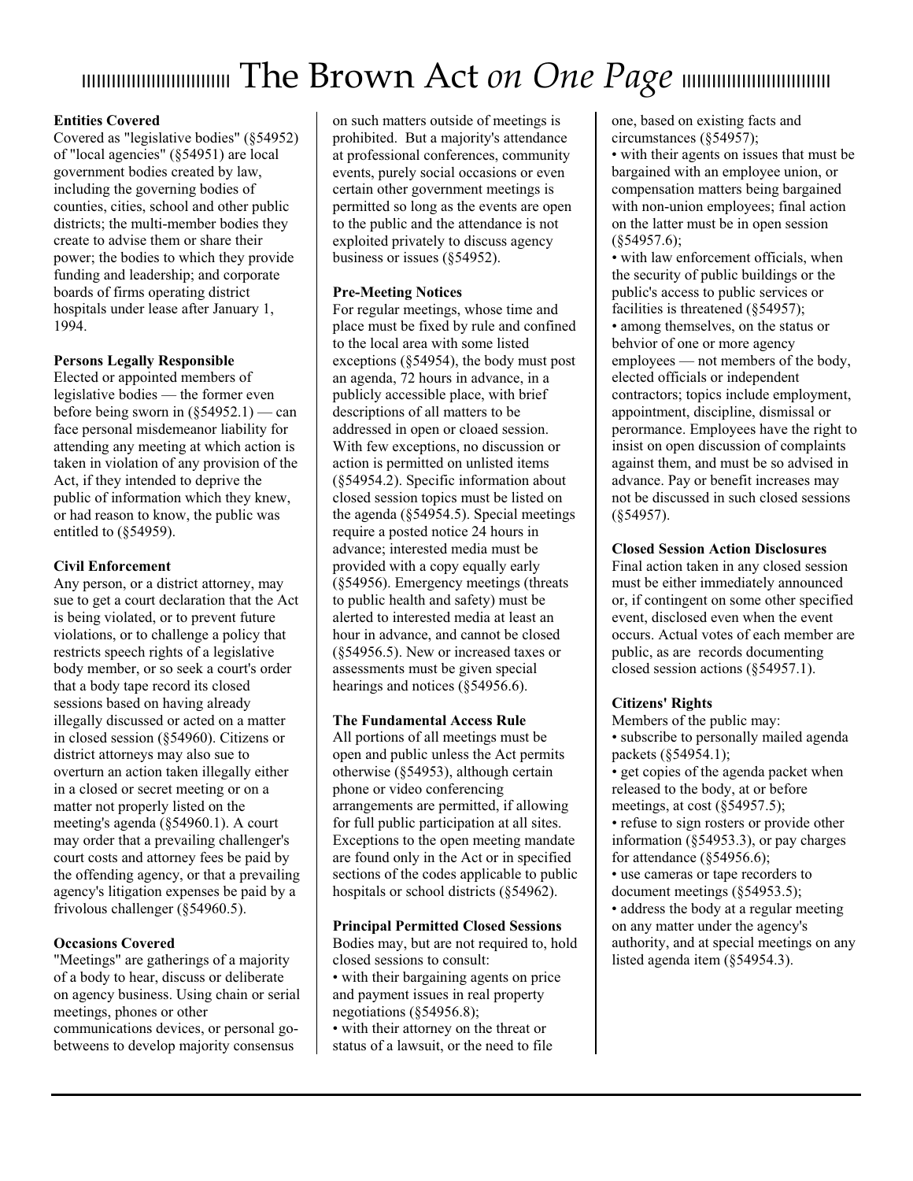# The Brown Act *on One Page*

**Entities Covered**

Covered as "legislative bodies" (§54952) of "local agencies" (§54951) are local government bodies created by law, including the governing bodies of counties, cities, school and other public districts; the multi-member bodies they create to advise them or share their power; the bodies to which they provide funding and leadership; and corporate boards of firms operating district hospitals under lease after January 1, 1994.

**Persons Legally Responsible**

Elected or appointed members of legislative bodies — the former even before being sworn in (§54952.1) — can face personal misdemeanor liability for attending any meeting at which action is taken in violation of any provision of the Act, if they intended to deprive the public of information which they knew, or had reason to know, the public was entitled to (§54959).

**Civil Enforcement**

Any person, or a district attorney, may sue to get a court declaration that the Act is being violated, or to prevent future violations, or to challenge a policy that restricts speech rights of a legislative body member, or so seek a court's order that a body tape record its closed sessions based on having already illegally discussed or acted on a matter in closed session (§54960). Citizens or district attorneys may also sue to overturn an action taken illegally either in a closed or secret meeting or on a matter not properly listed on the meeting's agenda (§54960.1). A court may order that a prevailing challenger's court costs and attorney fees be paid by the offending agency, or that a prevailing agency's litigation expenses be paid by a frivolous challenger (§54960.5).

**Occasions Covered**

"Meetings" are gatherings of a majority of a body to hear, discuss or deliberate on agency business. Using chain or serial meetings, phones or other communications devices, or personal go-betweens to develop majority consensus on such matters outside of meetings is prohibited. But a majority's attendance at professional conferences, community events, purely social occasions or even certain other government meetings is permitted so long as the events are open to the public and the attendance is not exploited privately to discuss agency business or issues (§54952).

**Pre-Meeting Notices**

For regular meetings, whose time and place must be fixed by rule and confined to the local area with some listed exceptions (§54954), the body must post an agenda, 72 hours in advance, in a publicly accessible place, with brief descriptions of all matters to be addressed in open or cloaed session. With few exceptions, no discussion or action is permitted on unlisted items (§54954.2). Specific information about closed session topics must be listed on the agenda (§54954.5). Special meetings require a posted notice 24 hours in advance; interested media must be provided with a copy equally early (§54956). Emergency meetings (threats to public health and safety) must be alerted to interested media at least an hour in advance, and cannot be closed (§54956.5). New or increased taxes or assessments must be given special hearings and notices (§54956.6).

**The Fundamental Access Rule**

All portions of all meetings must be open and public unless the Act permits otherwise (§54953), although certain phone or video conferencing arrangements are permitted, if allowing for full public participation at all sites. Exceptions to the open meeting mandate are found only in the Act or in specified sections of the codes applicable to public hospitals or school districts (§54962).

**Principal Permitted Closed Sessions**

Bodies may, but are not required to, hold closed sessions to consult:

- with their bargaining agents on price and payment issues in real property negotiations (§54956.8);
- with their attorney on the threat or status of a lawsuit, or the need to file one, based on existing facts and circumstances (§54957);
- with their agents on issues that must be bargained with an employee union, or compensation matters being bargained with non-union employees; final action on the latter must be in open session (§54957.6);
- with law enforcement officials, when the security of public buildings or the public's access to public services or facilities is threatened (§54957);
- among themselves, on the status or behvior of one or more agency employees — not members of the body, elected officials or independent contractors; topics include employment, appointment, discipline, dismissal or perormance. Employees have the right to insist on open discussion of complaints against them, and must be so advised in advance. Pay or benefit increases may not be discussed in such closed sessions (§54957).

**Closed Session Action Disclosures**

Final action taken in any closed session must be either immediately announced or, if contingent on some other specified event, disclosed even when the event occurs. Actual votes of each member are public, as are records documenting closed session actions (§54957.1).

**Citizens' Rights**

Members of the public may:

- subscribe to personally mailed agenda packets (§54954.1);
- get copies of the agenda packet when released to the body, at or before meetings, at cost (§54957.5);
- refuse to sign rosters or provide other information (§54953.3), or pay charges for attendance (§54956.6);
- use cameras or tape recorders to document meetings (§54953.5);
- address the body at a regular meeting on any matter under the agency's authority, and at special meetings on any listed agenda item (§54954.3).